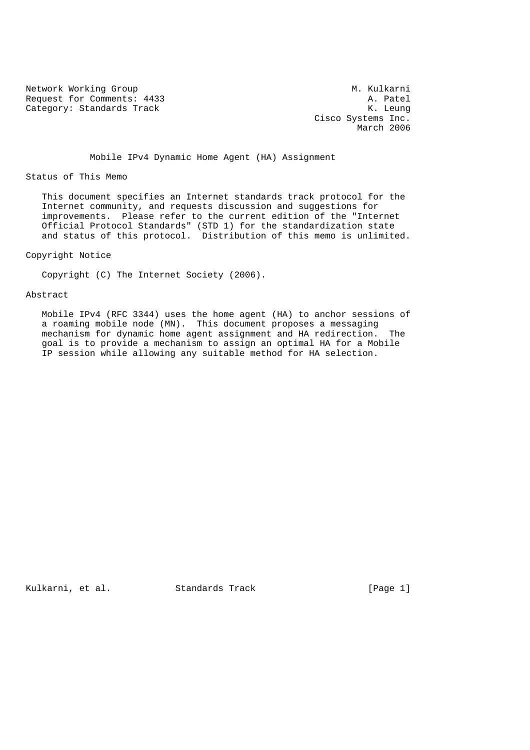Network Working Group M. Kulkarni
Request for Comments: 4433 A. Patel
Category: Standards Track K. Leung
Cisco Systems Inc.
March 2006

# Mobile IPv4 Dynamic Home Agent (HA) Assignment

## Status of This Memo

This document specifies an Internet standards track protocol for the Internet community, and requests discussion and suggestions for improvements. Please refer to the current edition of the "Internet Official Protocol Standards" (STD 1) for the standardization state and status of this protocol. Distribution of this memo is unlimited.

## Copyright Notice

Copyright (C) The Internet Society (2006).

## Abstract

Mobile IPv4 (RFC 3344) uses the home agent (HA) to anchor sessions of a roaming mobile node (MN). This document proposes a messaging mechanism for dynamic home agent assignment and HA redirection. The goal is to provide a mechanism to assign an optimal HA for a Mobile IP session while allowing any suitable method for HA selection.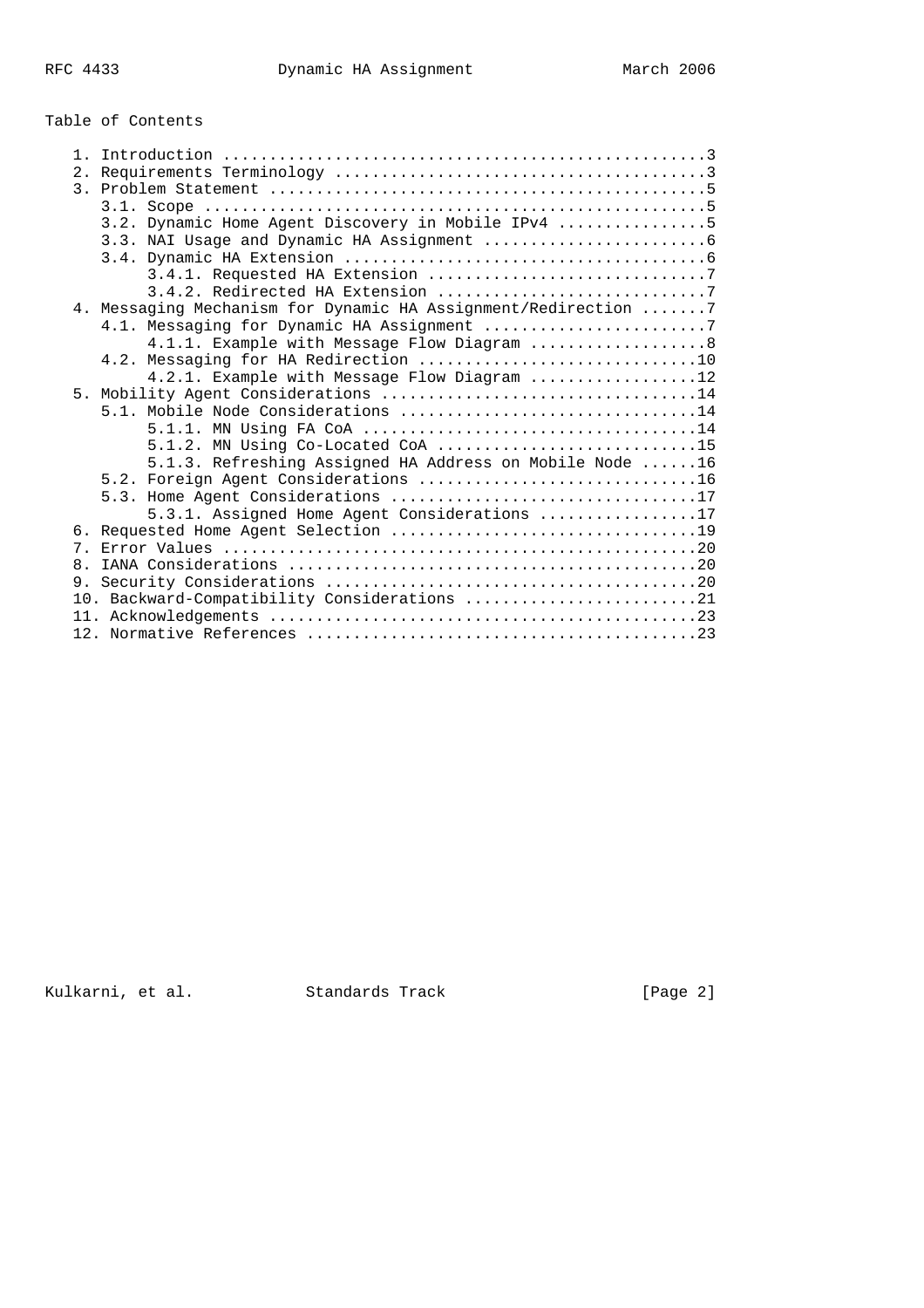Table of Contents

```
   1. Introduction ....................................................3
   2. Requirements Terminology ........................................3
   3. Problem Statement ...............................................5
      3.1. Scope ......................................................5
      3.2. Dynamic Home Agent Discovery in Mobile IPv4 ................5
      3.3. NAI Usage and Dynamic HA Assignment ........................6
      3.4. Dynamic HA Extension .......................................6
           3.4.1. Requested HA Extension ..............................7
           3.4.2. Redirected HA Extension .............................7
   4. Messaging Mechanism for Dynamic HA Assignment/Redirection .......7
      4.1. Messaging for Dynamic HA Assignment ........................7
           4.1.1. Example with Message Flow Diagram ...................8
      4.2. Messaging for HA Redirection ..............................10
           4.2.1. Example with Message Flow Diagram ..................12
   5. Mobility Agent Considerations ..................................14
      5.1. Mobile Node Considerations ................................14
           5.1.1. MN Using FA CoA ....................................14
           5.1.2. MN Using Co-Located CoA ............................15
           5.1.3. Refreshing Assigned HA Address on Mobile Node ......16
      5.2. Foreign Agent Considerations ..............................16
      5.3. Home Agent Considerations .................................17
           5.3.1. Assigned Home Agent Considerations .................17
   6. Requested Home Agent Selection .................................19
   7. Error Values ...................................................20
   8. IANA Considerations ............................................20
   9. Security Considerations ........................................20
   10. Backward-Compatibility Considerations .........................21
   11. Acknowledgements ..............................................23
   12. Normative References ..........................................23
```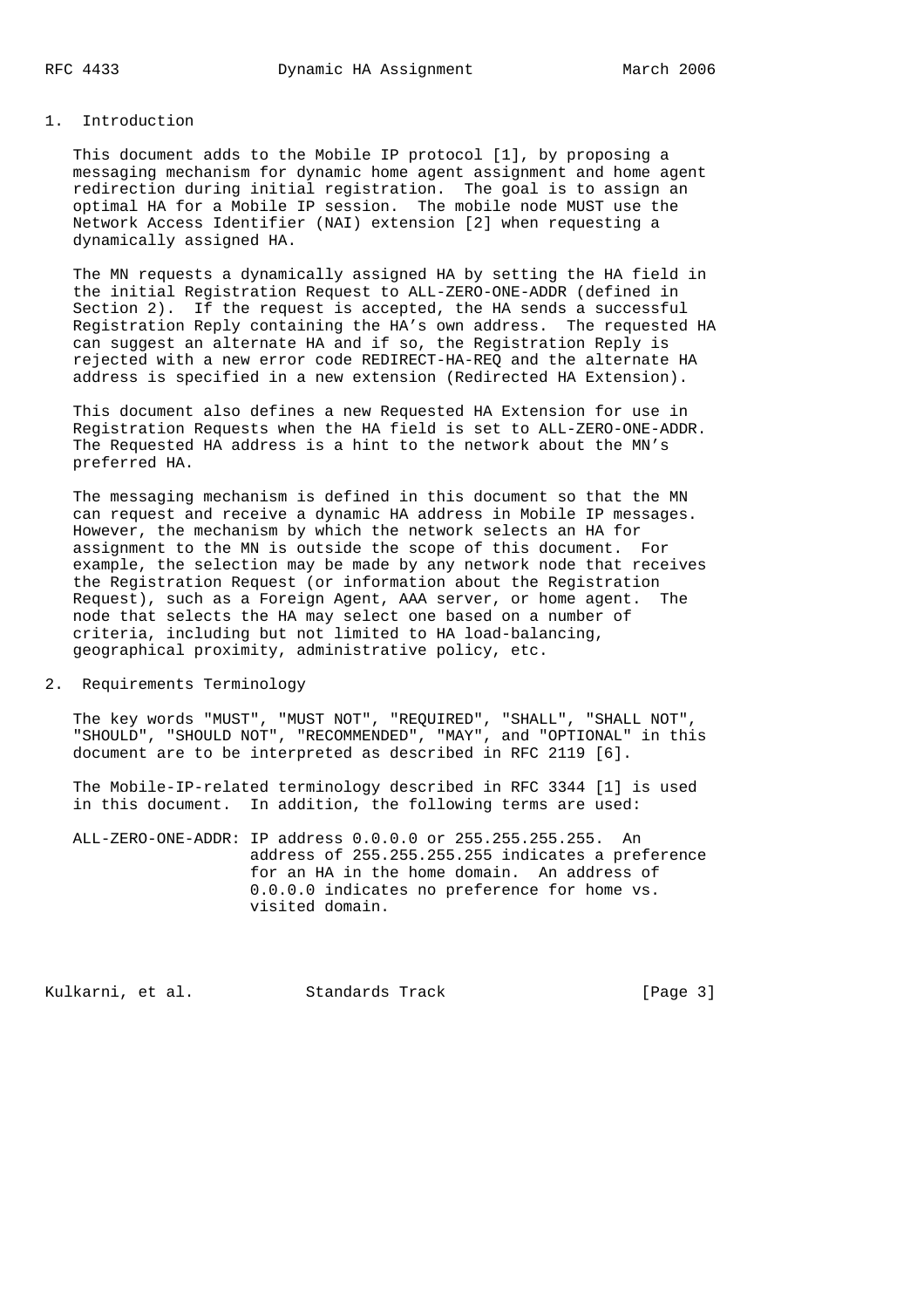## 1. Introduction

This document adds to the Mobile IP protocol [1], by proposing a messaging mechanism for dynamic home agent assignment and home agent redirection during initial registration. The goal is to assign an optimal HA for a Mobile IP session. The mobile node MUST use the Network Access Identifier (NAI) extension [2] when requesting a dynamically assigned HA.

The MN requests a dynamically assigned HA by setting the HA field in the initial Registration Request to ALL-ZERO-ONE-ADDR (defined in Section 2). If the request is accepted, the HA sends a successful Registration Reply containing the HA's own address. The requested HA can suggest an alternate HA and if so, the Registration Reply is rejected with a new error code REDIRECT-HA-REQ and the alternate HA address is specified in a new extension (Redirected HA Extension).

This document also defines a new Requested HA Extension for use in Registration Requests when the HA field is set to ALL-ZERO-ONE-ADDR. The Requested HA address is a hint to the network about the MN's preferred HA.

The messaging mechanism is defined in this document so that the MN can request and receive a dynamic HA address in Mobile IP messages. However, the mechanism by which the network selects an HA for assignment to the MN is outside the scope of this document. For example, the selection may be made by any network node that receives the Registration Request (or information about the Registration Request), such as a Foreign Agent, AAA server, or home agent. The node that selects the HA may select one based on a number of criteria, including but not limited to HA load-balancing, geographical proximity, administrative policy, etc.

## 2. Requirements Terminology

The key words "MUST", "MUST NOT", "REQUIRED", "SHALL", "SHALL NOT", "SHOULD", "SHOULD NOT", "RECOMMENDED", "MAY", and "OPTIONAL" in this document are to be interpreted as described in RFC 2119 [6].

The Mobile-IP-related terminology described in RFC 3344 [1] is used in this document. In addition, the following terms are used:

ALL-ZERO-ONE-ADDR: IP address 0.0.0.0 or 255.255.255.255. An address of 255.255.255.255 indicates a preference for an HA in the home domain. An address of 0.0.0.0 indicates no preference for home vs. visited domain.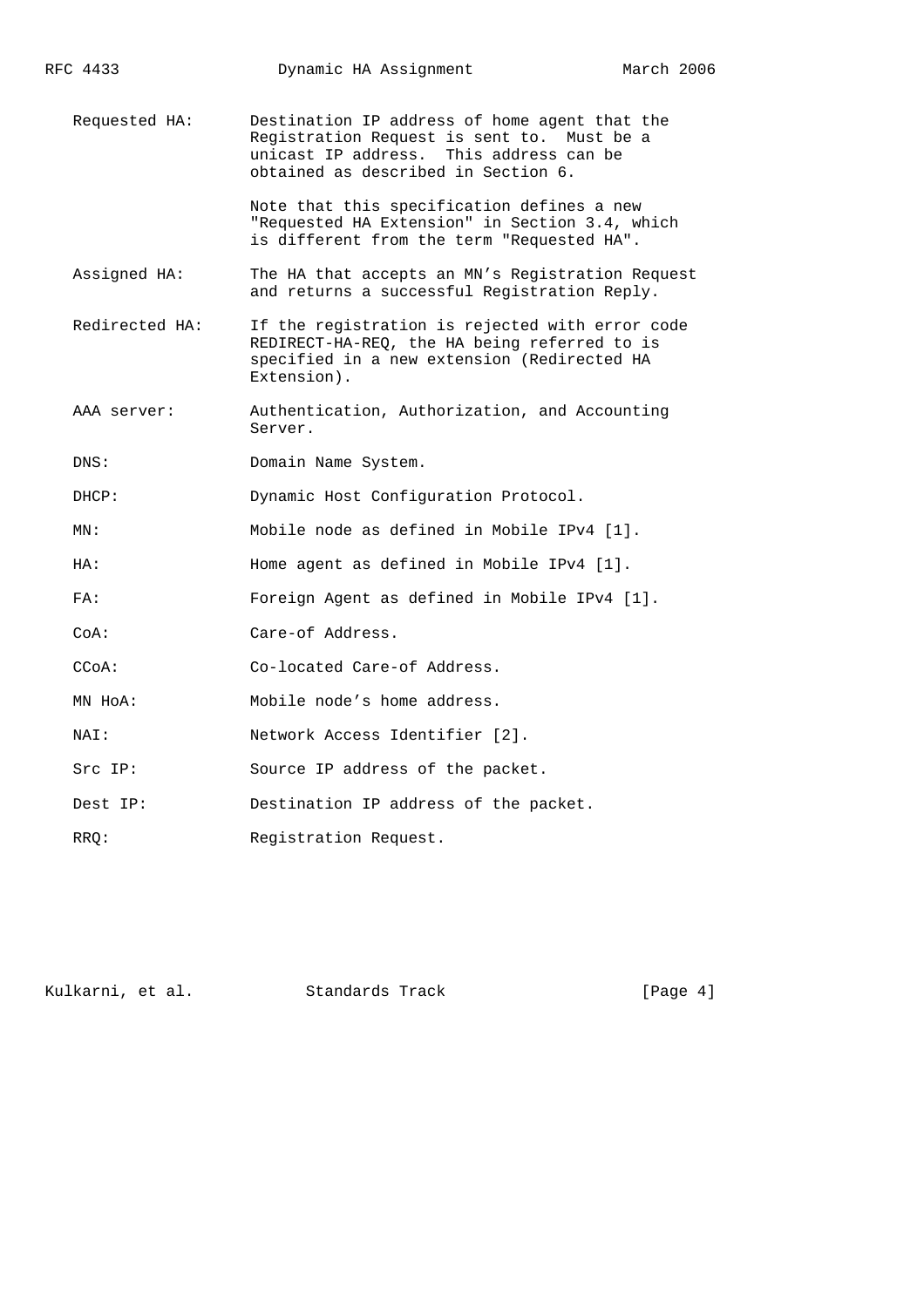Requested HA: Destination IP address of home agent that the Registration Request is sent to. Must be a unicast IP address. This address can be obtained as described in Section 6.

Note that this specification defines a new "Requested HA Extension" in Section 3.4, which is different from the term "Requested HA".

Assigned HA: The HA that accepts an MN's Registration Request and returns a successful Registration Reply.

Redirected HA: If the registration is rejected with error code REDIRECT-HA-REQ, the HA being referred to is specified in a new extension (Redirected HA Extension).

AAA server: Authentication, Authorization, and Accounting Server.

DNS: Domain Name System.

DHCP: Dynamic Host Configuration Protocol.

MN: Mobile node as defined in Mobile IPv4 [1].

HA: Home agent as defined in Mobile IPv4 [1].

FA: Foreign Agent as defined in Mobile IPv4 [1].

CoA: Care-of Address.

CCoA: Co-located Care-of Address.

MN HoA: Mobile node's home address.

NAI: Network Access Identifier [2].

Src IP: Source IP address of the packet.

Dest IP: Destination IP address of the packet.

RRQ: Registration Request.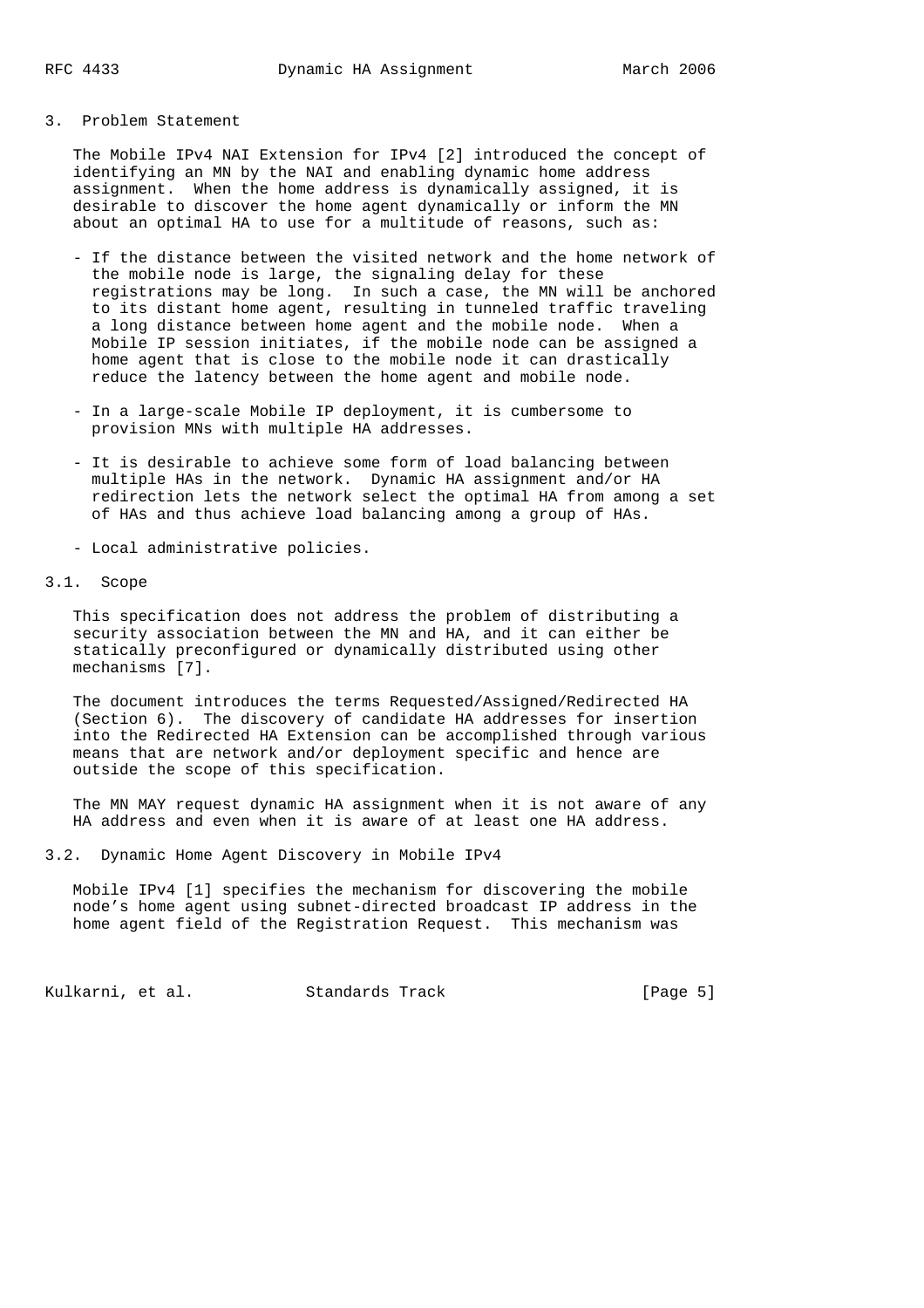## 3. Problem Statement

The Mobile IPv4 NAI Extension for IPv4 [2] introduced the concept of identifying an MN by the NAI and enabling dynamic home address assignment. When the home address is dynamically assigned, it is desirable to discover the home agent dynamically or inform the MN about an optimal HA to use for a multitude of reasons, such as:

- If the distance between the visited network and the home network of the mobile node is large, the signaling delay for these registrations may be long. In such a case, the MN will be anchored to its distant home agent, resulting in tunneled traffic traveling a long distance between home agent and the mobile node. When a Mobile IP session initiates, if the mobile node can be assigned a home agent that is close to the mobile node it can drastically reduce the latency between the home agent and mobile node.

- In a large-scale Mobile IP deployment, it is cumbersome to provision MNs with multiple HA addresses.

- It is desirable to achieve some form of load balancing between multiple HAs in the network. Dynamic HA assignment and/or HA redirection lets the network select the optimal HA from among a set of HAs and thus achieve load balancing among a group of HAs.

- Local administrative policies.

### 3.1. Scope

This specification does not address the problem of distributing a security association between the MN and HA, and it can either be statically preconfigured or dynamically distributed using other mechanisms [7].

The document introduces the terms Requested/Assigned/Redirected HA (Section 6). The discovery of candidate HA addresses for insertion into the Redirected HA Extension can be accomplished through various means that are network and/or deployment specific and hence are outside the scope of this specification.

The MN MAY request dynamic HA assignment when it is not aware of any HA address and even when it is aware of at least one HA address.

### 3.2. Dynamic Home Agent Discovery in Mobile IPv4

Mobile IPv4 [1] specifies the mechanism for discovering the mobile node's home agent using subnet-directed broadcast IP address in the home agent field of the Registration Request. This mechanism was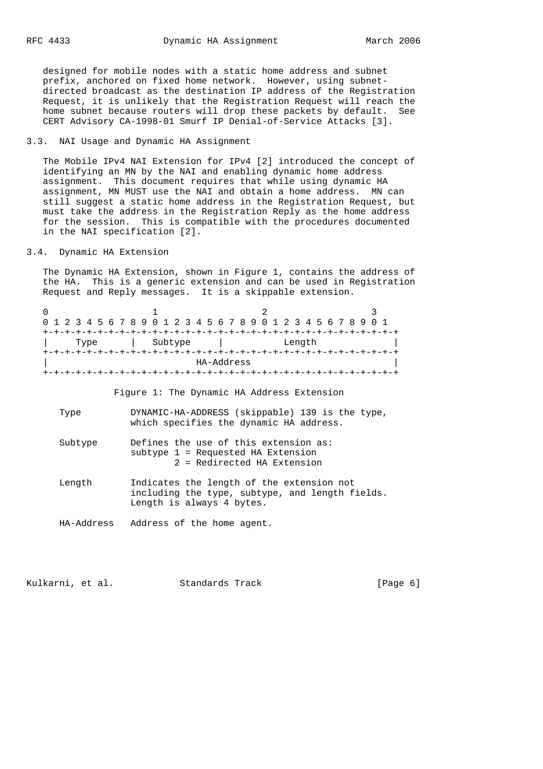designed for mobile nodes with a static home address and subnet prefix, anchored on fixed home network. However, using subnet-directed broadcast as the destination IP address of the Registration Request, it is unlikely that the Registration Request will reach the home subnet because routers will drop these packets by default. See CERT Advisory CA-1998-01 Smurf IP Denial-of-Service Attacks [3].

### 3.3. NAI Usage and Dynamic HA Assignment

The Mobile IPv4 NAI Extension for IPv4 [2] introduced the concept of identifying an MN by the NAI and enabling dynamic home address assignment. This document requires that while using dynamic HA assignment, MN MUST use the NAI and obtain a home address. MN can still suggest a static home address in the Registration Request, but must take the address in the Registration Reply as the home address for the session. This is compatible with the procedures documented in the NAI specification [2].

### 3.4. Dynamic HA Extension

The Dynamic HA Extension, shown in Figure 1, contains the address of the HA. This is a generic extension and can be used in Registration Request and Reply messages. It is a skippable extension.

```
 0                   1                   2                   3
 0 1 2 3 4 5 6 7 8 9 0 1 2 3 4 5 6 7 8 9 0 1 2 3 4 5 6 7 8 9 0 1
+-+-+-+-+-+-+-+-+-+-+-+-+-+-+-+-+-+-+-+-+-+-+-+-+-+-+-+-+-+-+-+-+
|     Type      |   Subtype     |           Length              |
+-+-+-+-+-+-+-+-+-+-+-+-+-+-+-+-+-+-+-+-+-+-+-+-+-+-+-+-+-+-+-+-+
|                          HA-Address                           |
+-+-+-+-+-+-+-+-+-+-+-+-+-+-+-+-+-+-+-+-+-+-+-+-+-+-+-+-+-+-+-+-+
```

Figure 1: The Dynamic HA Address Extension

Type
: DYNAMIC-HA-ADDRESS (skippable) 139 is the type, which specifies the dynamic HA address.

Subtype
: Defines the use of this extension as:
  subtype 1 = Requested HA Extension
          2 = Redirected HA Extension

Length
: Indicates the length of the extension not including the type, subtype, and length fields. Length is always 4 bytes.

HA-Address
: Address of the home agent.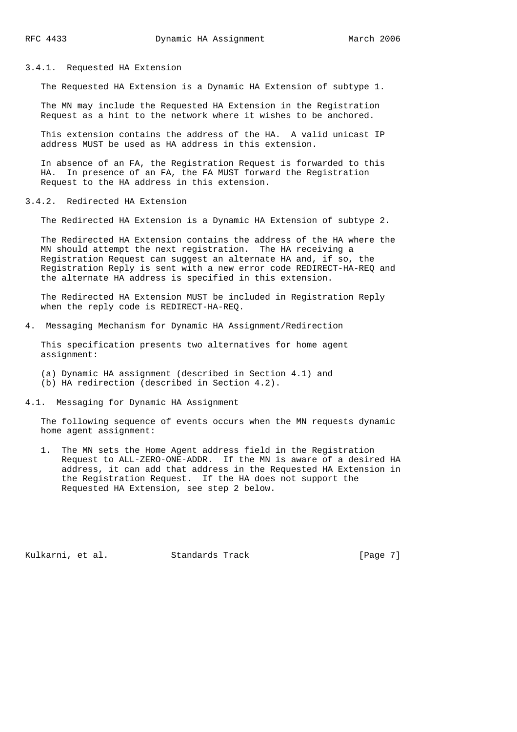### 3.4.1. Requested HA Extension

The Requested HA Extension is a Dynamic HA Extension of subtype 1.

The MN may include the Requested HA Extension in the Registration Request as a hint to the network where it wishes to be anchored.

This extension contains the address of the HA. A valid unicast IP address MUST be used as HA address in this extension.

In absence of an FA, the Registration Request is forwarded to this HA. In presence of an FA, the FA MUST forward the Registration Request to the HA address in this extension.

### 3.4.2. Redirected HA Extension

The Redirected HA Extension is a Dynamic HA Extension of subtype 2.

The Redirected HA Extension contains the address of the HA where the MN should attempt the next registration. The HA receiving a Registration Request can suggest an alternate HA and, if so, the Registration Reply is sent with a new error code REDIRECT-HA-REQ and the alternate HA address is specified in this extension.

The Redirected HA Extension MUST be included in Registration Reply when the reply code is REDIRECT-HA-REQ.

# 4. Messaging Mechanism for Dynamic HA Assignment/Redirection

This specification presents two alternatives for home agent assignment:

(a) Dynamic HA assignment (described in Section 4.1) and
(b) HA redirection (described in Section 4.2).

## 4.1. Messaging for Dynamic HA Assignment

The following sequence of events occurs when the MN requests dynamic home agent assignment:

1. The MN sets the Home Agent address field in the Registration Request to ALL-ZERO-ONE-ADDR. If the MN is aware of a desired HA address, it can add that address in the Requested HA Extension in the Registration Request. If the HA does not support the Requested HA Extension, see step 2 below.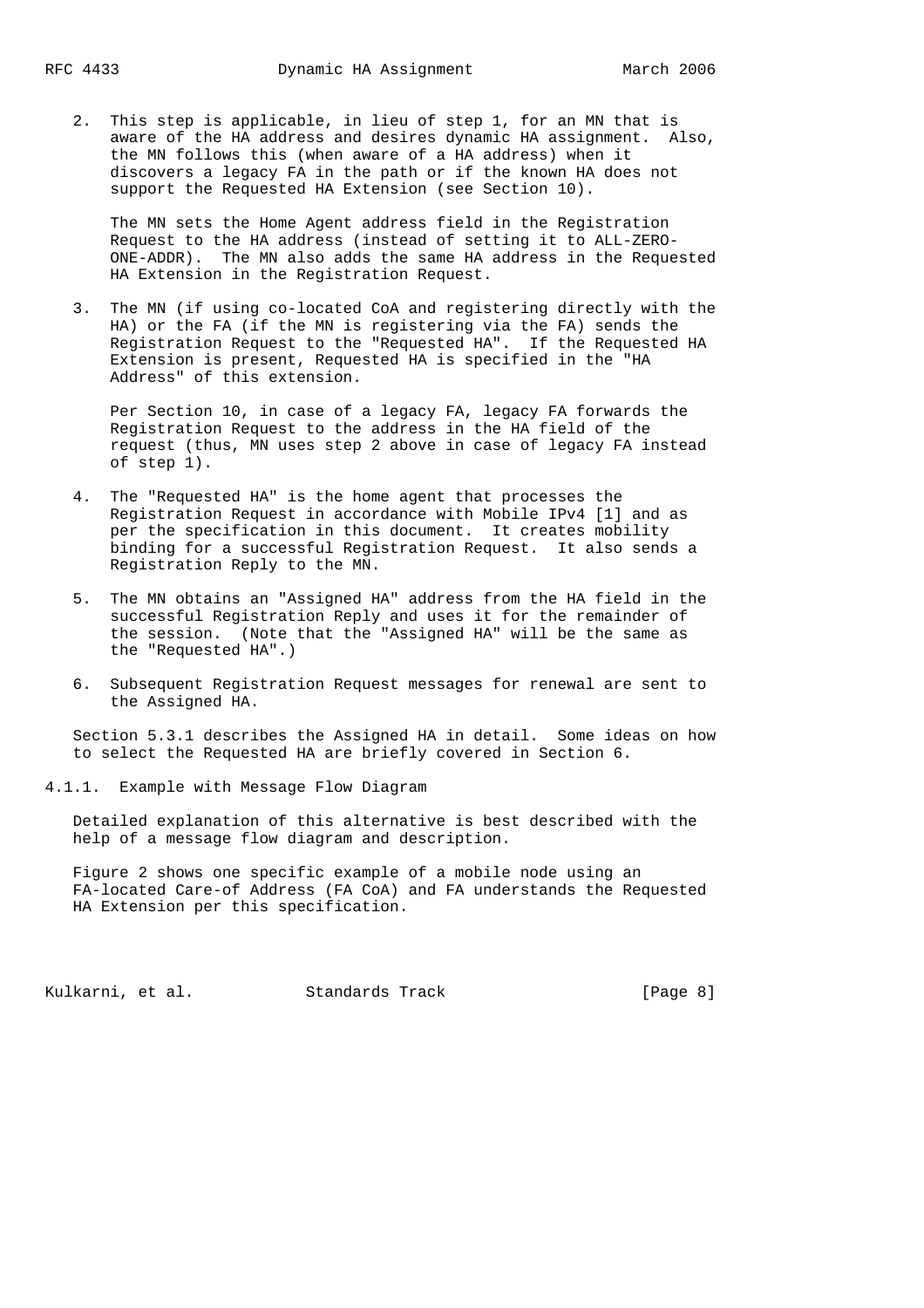2. This step is applicable, in lieu of step 1, for an MN that is aware of the HA address and desires dynamic HA assignment. Also, the MN follows this (when aware of a HA address) when it discovers a legacy FA in the path or if the known HA does not support the Requested HA Extension (see Section 10).

   The MN sets the Home Agent address field in the Registration Request to the HA address (instead of setting it to ALL-ZERO-ONE-ADDR). The MN also adds the same HA address in the Requested HA Extension in the Registration Request.

3. The MN (if using co-located CoA and registering directly with the HA) or the FA (if the MN is registering via the FA) sends the Registration Request to the "Requested HA". If the Requested HA Extension is present, Requested HA is specified in the "HA Address" of this extension.

   Per Section 10, in case of a legacy FA, legacy FA forwards the Registration Request to the address in the HA field of the request (thus, MN uses step 2 above in case of legacy FA instead of step 1).

4. The "Requested HA" is the home agent that processes the Registration Request in accordance with Mobile IPv4 [1] and as per the specification in this document. It creates mobility binding for a successful Registration Request. It also sends a Registration Reply to the MN.

5. The MN obtains an "Assigned HA" address from the HA field in the successful Registration Reply and uses it for the remainder of the session. (Note that the "Assigned HA" will be the same as the "Requested HA".)

6. Subsequent Registration Request messages for renewal are sent to the Assigned HA.

Section 5.3.1 describes the Assigned HA in detail. Some ideas on how to select the Requested HA are briefly covered in Section 6.

#### 4.1.1. Example with Message Flow Diagram

Detailed explanation of this alternative is best described with the help of a message flow diagram and description.

Figure 2 shows one specific example of a mobile node using an FA-located Care-of Address (FA CoA) and FA understands the Requested HA Extension per this specification.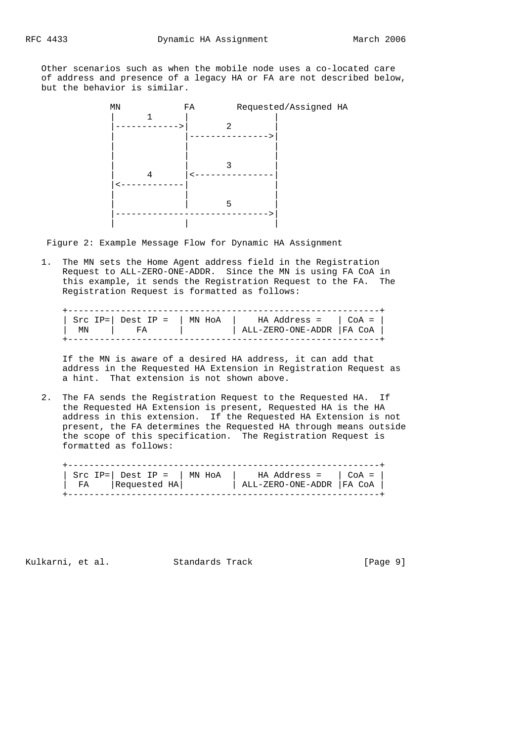Other scenarios such as when the mobile node uses a co-located care of address and presence of a legacy HA or FA are not described below, but the behavior is similar.

```
      MN            FA        Requested/Assigned HA
       |      1      |               |
       |------------>|       2       |
       |             |-------------->|
       |             |               |
       |             |               |
       |             |       3       |
       |      4      |<--------------|
       |<------------|               |
       |             |               |
       |             |       5       |
       |---------------------------->|
       |             |               |
```

Figure 2: Example Message Flow for Dynamic HA Assignment

1. The MN sets the Home Agent address field in the Registration Request to ALL-ZERO-ONE-ADDR. Since the MN is using FA CoA in this example, it sends the Registration Request to the FA. The Registration Request is formatted as follows:

```
+----------------------------------------------------------+
| Src IP=| Dest IP =  | MN HoA  |    HA Address =   | CoA = |
|  MN    |    FA      |         | ALL-ZERO-ONE-ADDR |FA CoA |
+----------------------------------------------------------+
```

   If the MN is aware of a desired HA address, it can add that address in the Requested HA Extension in Registration Request as a hint. That extension is not shown above.

2. The FA sends the Registration Request to the Requested HA. If the Requested HA Extension is present, Requested HA is the HA address in this extension. If the Requested HA Extension is not present, the FA determines the Requested HA through means outside the scope of this specification. The Registration Request is formatted as follows:

```
+----------------------------------------------------------+
| Src IP=| Dest IP =  | MN HoA  |    HA Address =   | CoA = |
|  FA    |Requested HA|         | ALL-ZERO-ONE-ADDR |FA CoA |
+----------------------------------------------------------+
```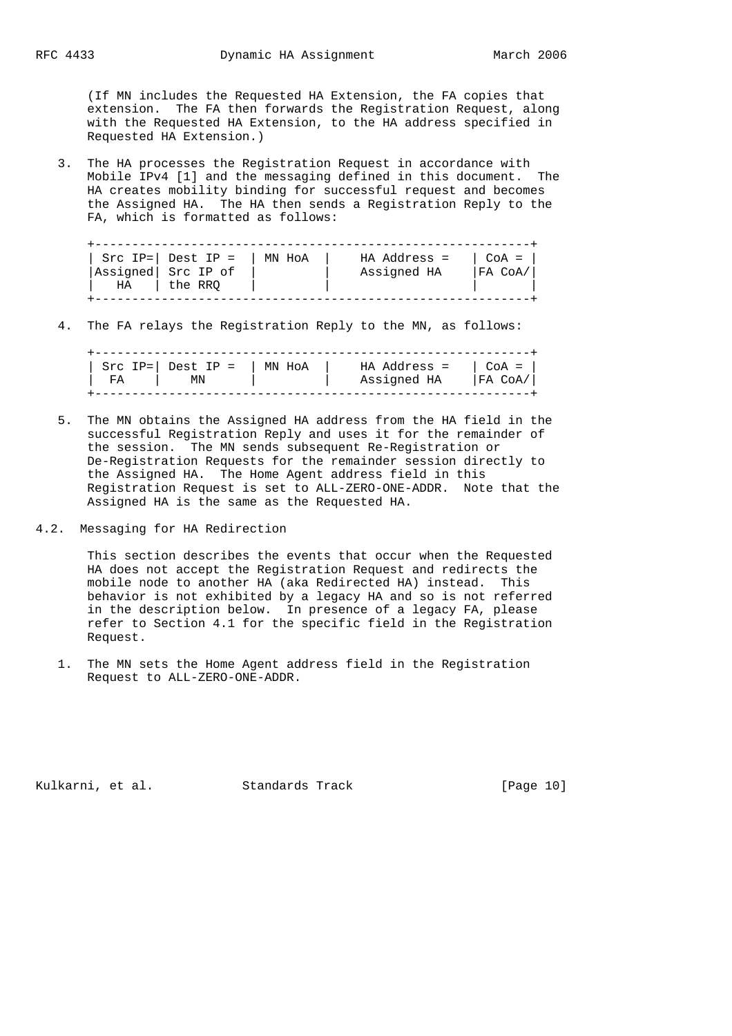(If MN includes the Requested HA Extension, the FA copies that extension. The FA then forwards the Registration Request, along with the Requested HA Extension, to the HA address specified in Requested HA Extension.)

3. The HA processes the Registration Request in accordance with Mobile IPv4 [1] and the messaging defined in this document. The HA creates mobility binding for successful request and becomes the Assigned HA. The HA then sends a Registration Reply to the FA, which is formatted as follows:

```
+----------------------------------------------------------+
| Src IP=| Dest IP =  | MN HoA |    HA Address =    | CoA = |
|Assigned| Src IP of  |        |    Assigned HA     |FA CoA/|
|   HA   | the RRQ    |        |                    |       |
+----------------------------------------------------------+
```

4. The FA relays the Registration Reply to the MN, as follows:

```
+----------------------------------------------------------+
| Src IP=| Dest IP =  | MN HoA |    HA Address =    | CoA = |
|  FA    |     MN     |        |    Assigned HA     |FA CoA/|
+----------------------------------------------------------+
```

5. The MN obtains the Assigned HA address from the HA field in the successful Registration Reply and uses it for the remainder of the session. The MN sends subsequent Re-Registration or De-Registration Requests for the remainder session directly to the Assigned HA. The Home Agent address field in this Registration Request is set to ALL-ZERO-ONE-ADDR. Note that the Assigned HA is the same as the Requested HA.

## 4.2. Messaging for HA Redirection

This section describes the events that occur when the Requested HA does not accept the Registration Request and redirects the mobile node to another HA (aka Redirected HA) instead. This behavior is not exhibited by a legacy HA and so is not referred in the description below. In presence of a legacy FA, please refer to Section 4.1 for the specific field in the Registration Request.

1. The MN sets the Home Agent address field in the Registration Request to ALL-ZERO-ONE-ADDR.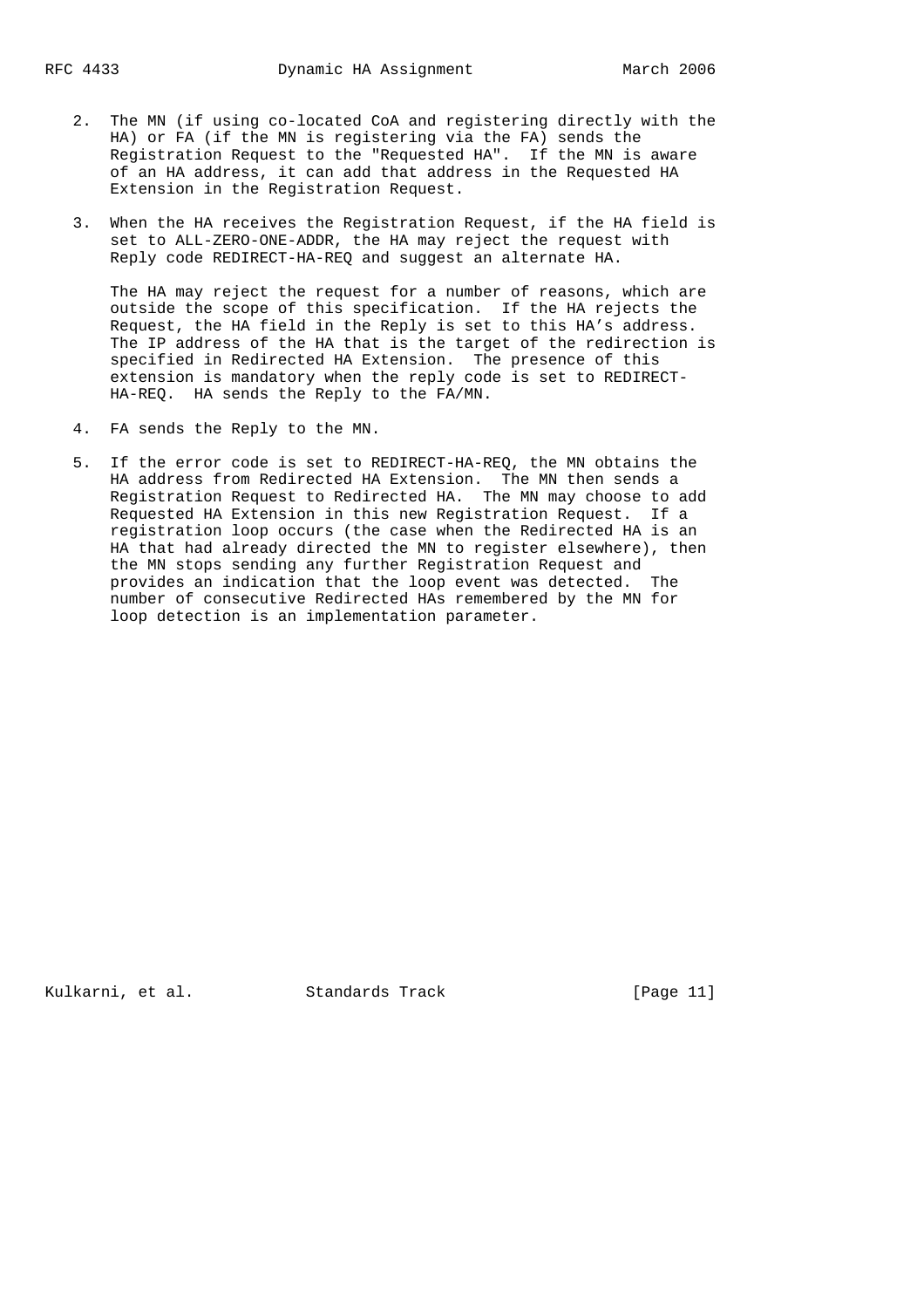2. The MN (if using co-located CoA and registering directly with the HA) or FA (if the MN is registering via the FA) sends the Registration Request to the "Requested HA". If the MN is aware of an HA address, it can add that address in the Requested HA Extension in the Registration Request.

3. When the HA receives the Registration Request, if the HA field is set to ALL-ZERO-ONE-ADDR, the HA may reject the request with Reply code REDIRECT-HA-REQ and suggest an alternate HA.

   The HA may reject the request for a number of reasons, which are outside the scope of this specification. If the HA rejects the Request, the HA field in the Reply is set to this HA's address. The IP address of the HA that is the target of the redirection is specified in Redirected HA Extension. The presence of this extension is mandatory when the reply code is set to REDIRECT-HA-REQ. HA sends the Reply to the FA/MN.

4. FA sends the Reply to the MN.

5. If the error code is set to REDIRECT-HA-REQ, the MN obtains the HA address from Redirected HA Extension. The MN then sends a Registration Request to Redirected HA. The MN may choose to add Requested HA Extension in this new Registration Request. If a registration loop occurs (the case when the Redirected HA is an HA that had already directed the MN to register elsewhere), then the MN stops sending any further Registration Request and provides an indication that the loop event was detected. The number of consecutive Redirected HAs remembered by the MN for loop detection is an implementation parameter.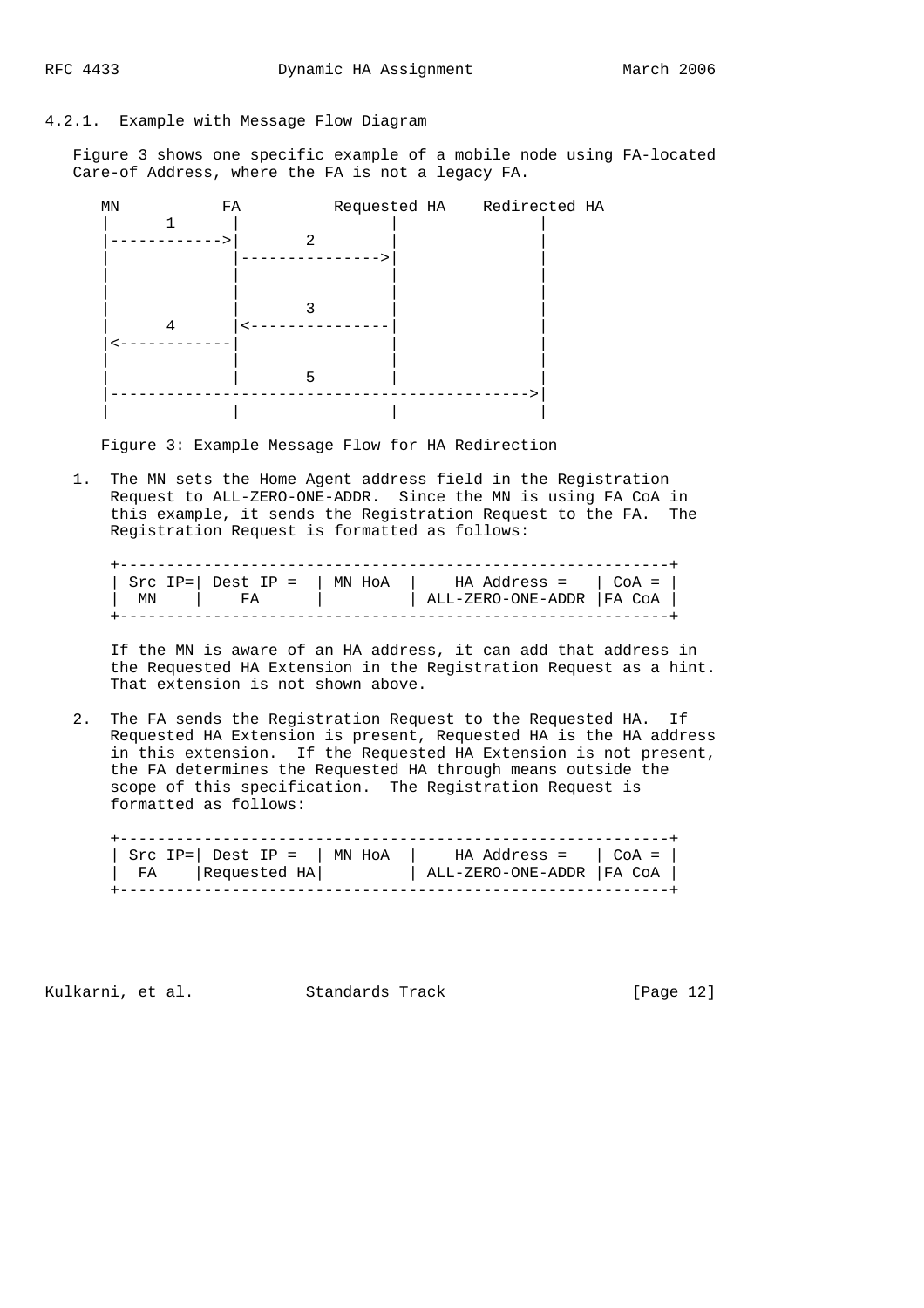### 4.2.1. Example with Message Flow Diagram

Figure 3 shows one specific example of a mobile node using FA-located Care-of Address, where the FA is not a legacy FA.

```
  MN           FA          Requested HA    Redirected HA
   |      1     |                |               |
   |------------>|       2        |               |
   |            |--------------->|               |
   |            |                |               |
   |            |                |               |
   |            |       3        |               |
   |      4     |<---------------|               |
   |<-----------|                |               |
   |            |                |               |
   |            |       5        |               |
   |---------------------------------------------->|
   |            |                |               |
```

Figure 3: Example Message Flow for HA Redirection

1. The MN sets the Home Agent address field in the Registration Request to ALL-ZERO-ONE-ADDR. Since the MN is using FA CoA in this example, it sends the Registration Request to the FA. The Registration Request is formatted as follows:

```
+---------------------------------------------------------+
| Src IP=| Dest IP =  | MN HoA  |    HA Address =   | CoA = |
|  MN    |    FA      |         | ALL-ZERO-ONE-ADDR |FA CoA |
+---------------------------------------------------------+
```

   If the MN is aware of an HA address, it can add that address in the Requested HA Extension in the Registration Request as a hint. That extension is not shown above.

2. The FA sends the Registration Request to the Requested HA. If Requested HA Extension is present, Requested HA is the HA address in this extension. If the Requested HA Extension is not present, the FA determines the Requested HA through means outside the scope of this specification. The Registration Request is formatted as follows:

```
+---------------------------------------------------------+
| Src IP=| Dest IP =  | MN HoA  |    HA Address =   | CoA = |
|  FA    |Requested HA|         | ALL-ZERO-ONE-ADDR |FA CoA |
+---------------------------------------------------------+
```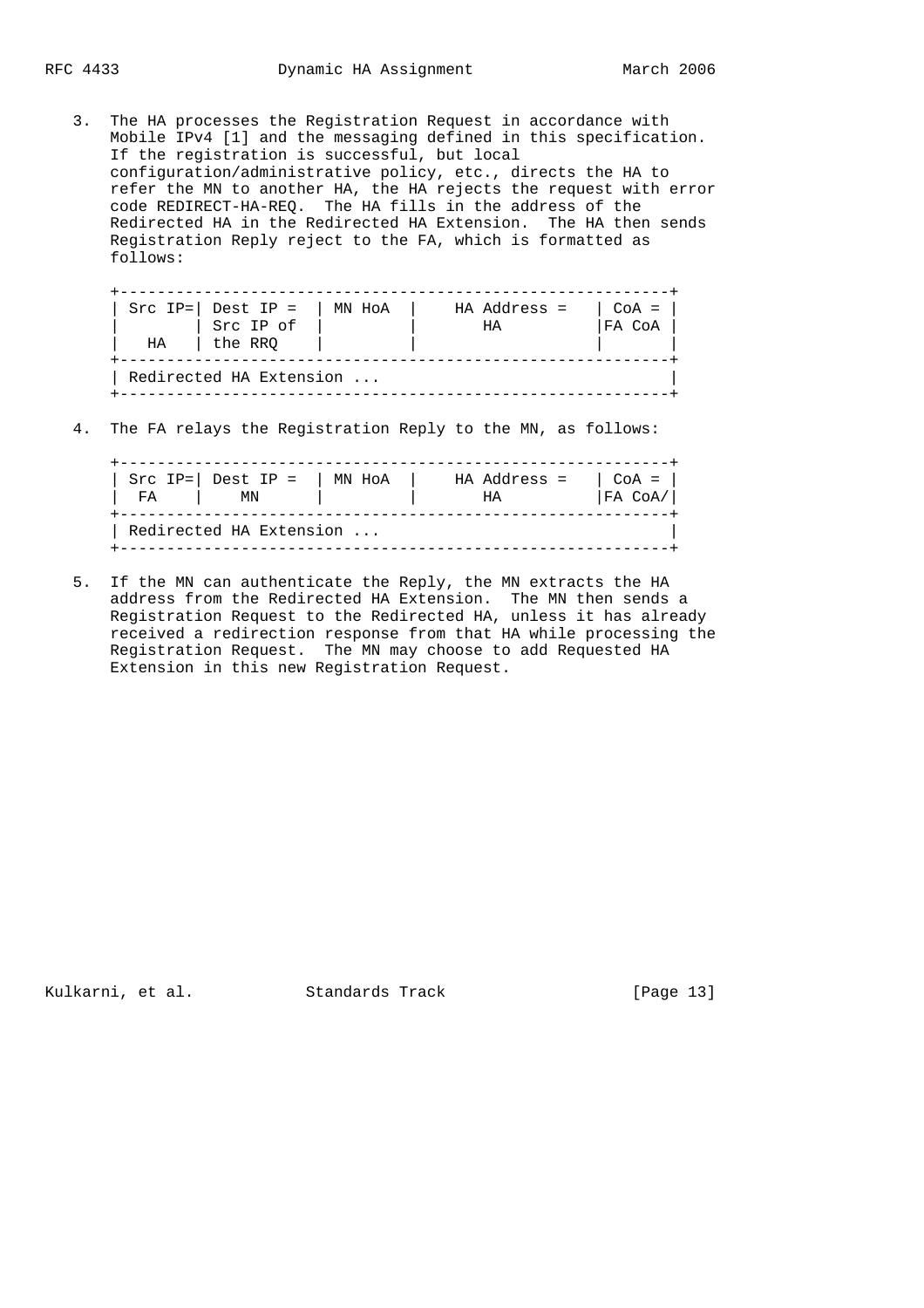3. The HA processes the Registration Request in accordance with Mobile IPv4 [1] and the messaging defined in this specification. If the registration is successful, but local configuration/administrative policy, etc., directs the HA to refer the MN to another HA, the HA rejects the request with error code REDIRECT-HA-REQ. The HA fills in the address of the Redirected HA in the Redirected HA Extension. The HA then sends Registration Reply reject to the FA, which is formatted as follows:

```
+-----------------------------------------------------------+
| Src IP=| Dest IP =  | MN HoA  |    HA Address =    | CoA = |
|        | Src IP of  |         |        HA          |FA CoA |
|   HA   | the RRQ    |         |                    |       |
+-----------------------------------------------------------+
| Redirected HA Extension ...                                |
+-----------------------------------------------------------+
```

4. The FA relays the Registration Reply to the MN, as follows:

```
+-----------------------------------------------------------+
| Src IP=| Dest IP =  | MN HoA  |    HA Address =    | CoA = |
|  FA    |    MN      |         |        HA          |FA CoA/|
+-----------------------------------------------------------+
| Redirected HA Extension ...                                |
+-----------------------------------------------------------+
```

5. If the MN can authenticate the Reply, the MN extracts the HA address from the Redirected HA Extension. The MN then sends a Registration Request to the Redirected HA, unless it has already received a redirection response from that HA while processing the Registration Request. The MN may choose to add Requested HA Extension in this new Registration Request.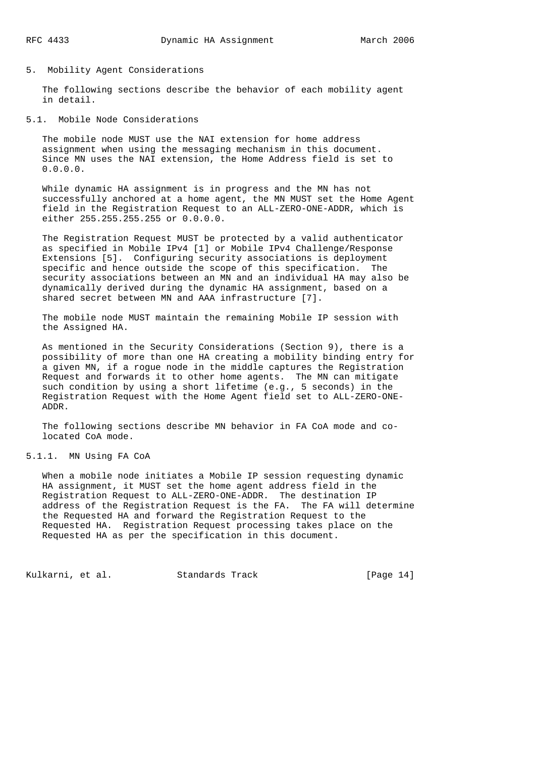## 5. Mobility Agent Considerations

The following sections describe the behavior of each mobility agent in detail.

### 5.1. Mobile Node Considerations

The mobile node MUST use the NAI extension for home address assignment when using the messaging mechanism in this document. Since MN uses the NAI extension, the Home Address field is set to 0.0.0.0.

While dynamic HA assignment is in progress and the MN has not successfully anchored at a home agent, the MN MUST set the Home Agent field in the Registration Request to an ALL-ZERO-ONE-ADDR, which is either 255.255.255.255 or 0.0.0.0.

The Registration Request MUST be protected by a valid authenticator as specified in Mobile IPv4 [1] or Mobile IPv4 Challenge/Response Extensions [5]. Configuring security associations is deployment specific and hence outside the scope of this specification. The security associations between an MN and an individual HA may also be dynamically derived during the dynamic HA assignment, based on a shared secret between MN and AAA infrastructure [7].

The mobile node MUST maintain the remaining Mobile IP session with the Assigned HA.

As mentioned in the Security Considerations (Section 9), there is a possibility of more than one HA creating a mobility binding entry for a given MN, if a rogue node in the middle captures the Registration Request and forwards it to other home agents. The MN can mitigate such condition by using a short lifetime (e.g., 5 seconds) in the Registration Request with the Home Agent field set to ALL-ZERO-ONE-ADDR.

The following sections describe MN behavior in FA CoA mode and co-located CoA mode.

#### 5.1.1. MN Using FA CoA

When a mobile node initiates a Mobile IP session requesting dynamic HA assignment, it MUST set the home agent address field in the Registration Request to ALL-ZERO-ONE-ADDR. The destination IP address of the Registration Request is the FA. The FA will determine the Requested HA and forward the Registration Request to the Requested HA. Registration Request processing takes place on the Requested HA as per the specification in this document.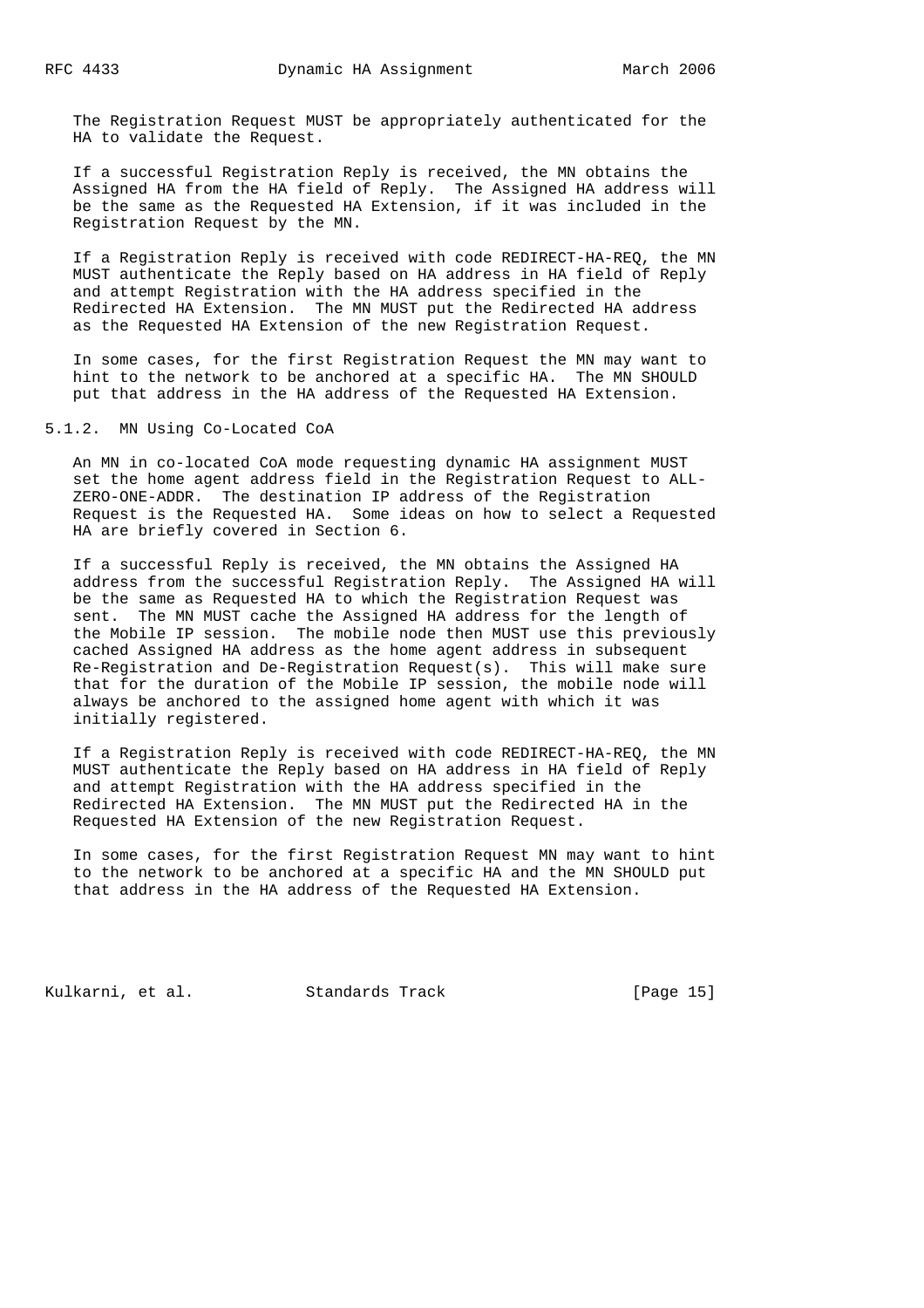The Registration Request MUST be appropriately authenticated for the HA to validate the Request.

If a successful Registration Reply is received, the MN obtains the Assigned HA from the HA field of Reply. The Assigned HA address will be the same as the Requested HA Extension, if it was included in the Registration Request by the MN.

If a Registration Reply is received with code REDIRECT-HA-REQ, the MN MUST authenticate the Reply based on HA address in HA field of Reply and attempt Registration with the HA address specified in the Redirected HA Extension. The MN MUST put the Redirected HA address as the Requested HA Extension of the new Registration Request.

In some cases, for the first Registration Request the MN may want to hint to the network to be anchored at a specific HA. The MN SHOULD put that address in the HA address of the Requested HA Extension.

### 5.1.2. MN Using Co-Located CoA

An MN in co-located CoA mode requesting dynamic HA assignment MUST set the home agent address field in the Registration Request to ALL-ZERO-ONE-ADDR. The destination IP address of the Registration Request is the Requested HA. Some ideas on how to select a Requested HA are briefly covered in Section 6.

If a successful Reply is received, the MN obtains the Assigned HA address from the successful Registration Reply. The Assigned HA will be the same as Requested HA to which the Registration Request was sent. The MN MUST cache the Assigned HA address for the length of the Mobile IP session. The mobile node then MUST use this previously cached Assigned HA address as the home agent address in subsequent Re-Registration and De-Registration Request(s). This will make sure that for the duration of the Mobile IP session, the mobile node will always be anchored to the assigned home agent with which it was initially registered.

If a Registration Reply is received with code REDIRECT-HA-REQ, the MN MUST authenticate the Reply based on HA address in HA field of Reply and attempt Registration with the HA address specified in the Redirected HA Extension. The MN MUST put the Redirected HA in the Requested HA Extension of the new Registration Request.

In some cases, for the first Registration Request MN may want to hint to the network to be anchored at a specific HA and the MN SHOULD put that address in the HA address of the Requested HA Extension.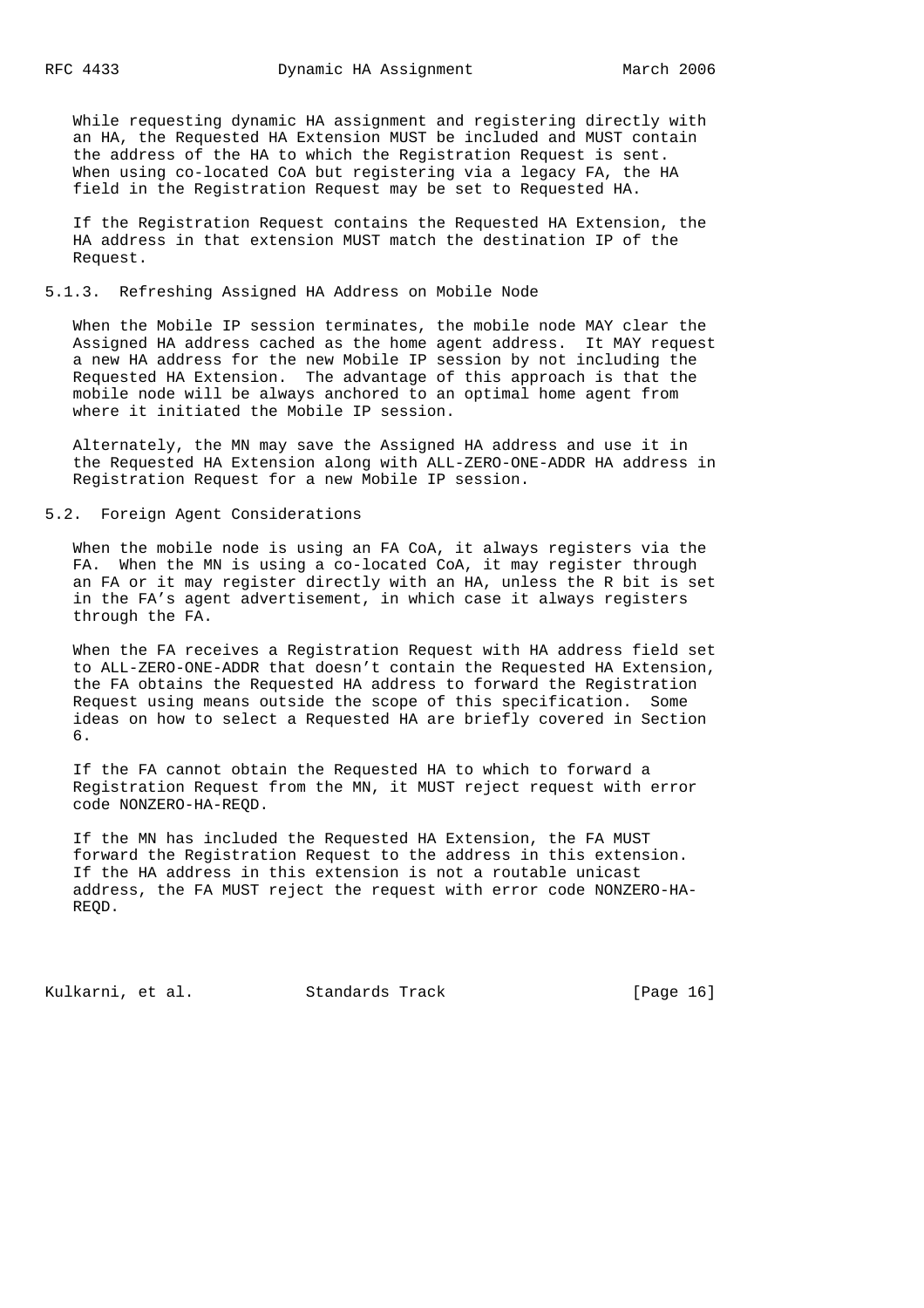While requesting dynamic HA assignment and registering directly with an HA, the Requested HA Extension MUST be included and MUST contain the address of the HA to which the Registration Request is sent. When using co-located CoA but registering via a legacy FA, the HA field in the Registration Request may be set to Requested HA.

If the Registration Request contains the Requested HA Extension, the HA address in that extension MUST match the destination IP of the Request.

### 5.1.3. Refreshing Assigned HA Address on Mobile Node

When the Mobile IP session terminates, the mobile node MAY clear the Assigned HA address cached as the home agent address. It MAY request a new HA address for the new Mobile IP session by not including the Requested HA Extension. The advantage of this approach is that the mobile node will be always anchored to an optimal home agent from where it initiated the Mobile IP session.

Alternately, the MN may save the Assigned HA address and use it in the Requested HA Extension along with ALL-ZERO-ONE-ADDR HA address in Registration Request for a new Mobile IP session.

## 5.2. Foreign Agent Considerations

When the mobile node is using an FA CoA, it always registers via the FA. When the MN is using a co-located CoA, it may register through an FA or it may register directly with an HA, unless the R bit is set in the FA's agent advertisement, in which case it always registers through the FA.

When the FA receives a Registration Request with HA address field set to ALL-ZERO-ONE-ADDR that doesn't contain the Requested HA Extension, the FA obtains the Requested HA address to forward the Registration Request using means outside the scope of this specification. Some ideas on how to select a Requested HA are briefly covered in Section 6.

If the FA cannot obtain the Requested HA to which to forward a Registration Request from the MN, it MUST reject request with error code NONZERO-HA-REQD.

If the MN has included the Requested HA Extension, the FA MUST forward the Registration Request to the address in this extension. If the HA address in this extension is not a routable unicast address, the FA MUST reject the request with error code NONZERO-HA-REQD.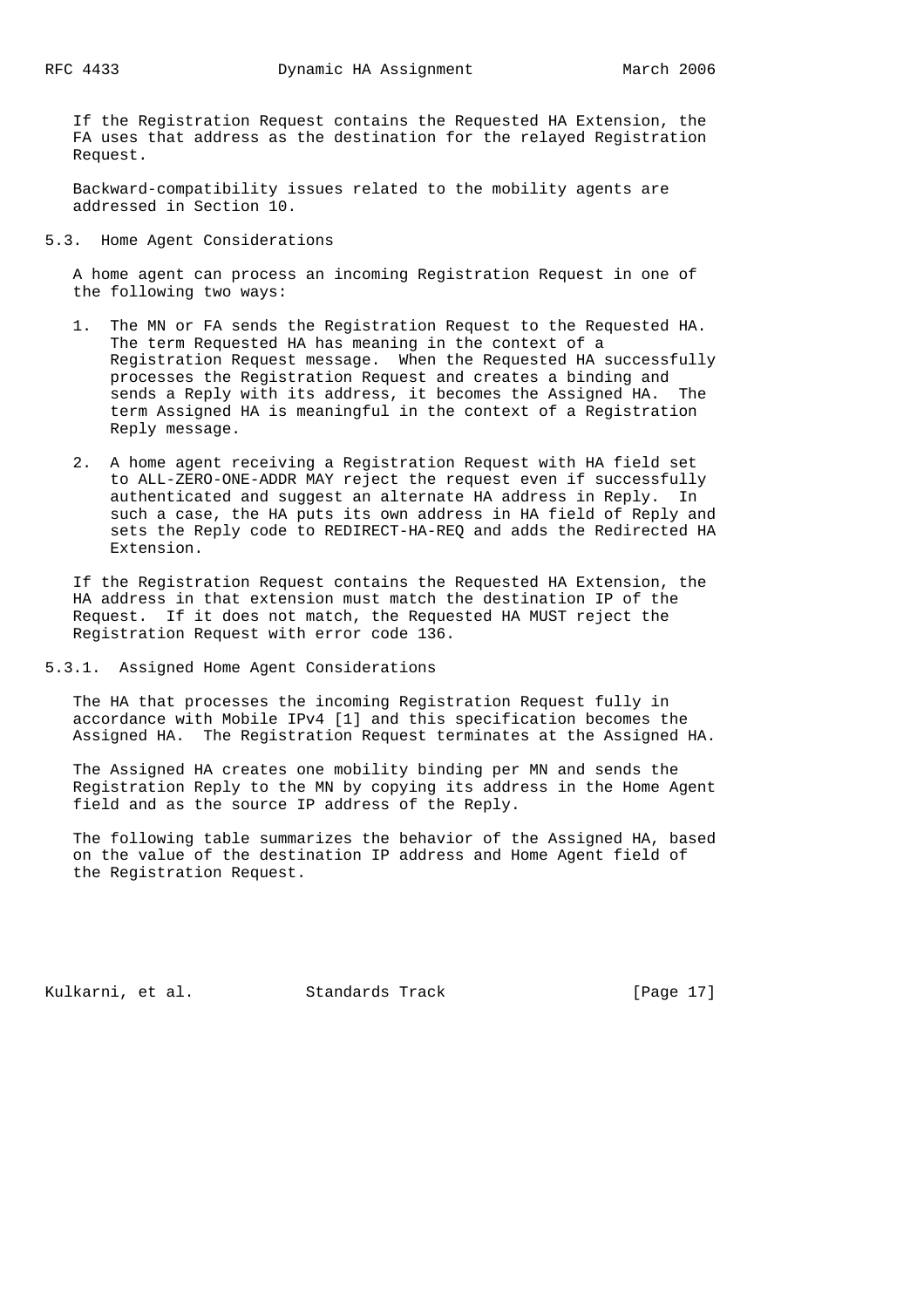If the Registration Request contains the Requested HA Extension, the FA uses that address as the destination for the relayed Registration Request.

Backward-compatibility issues related to the mobility agents are addressed in Section 10.

### 5.3. Home Agent Considerations

A home agent can process an incoming Registration Request in one of the following two ways:

1. The MN or FA sends the Registration Request to the Requested HA. The term Requested HA has meaning in the context of a Registration Request message. When the Requested HA successfully processes the Registration Request and creates a binding and sends a Reply with its address, it becomes the Assigned HA. The term Assigned HA is meaningful in the context of a Registration Reply message.

2. A home agent receiving a Registration Request with HA field set to ALL-ZERO-ONE-ADDR MAY reject the request even if successfully authenticated and suggest an alternate HA address in Reply. In such a case, the HA puts its own address in HA field of Reply and sets the Reply code to REDIRECT-HA-REQ and adds the Redirected HA Extension.

If the Registration Request contains the Requested HA Extension, the HA address in that extension must match the destination IP of the Request. If it does not match, the Requested HA MUST reject the Registration Request with error code 136.

#### 5.3.1. Assigned Home Agent Considerations

The HA that processes the incoming Registration Request fully in accordance with Mobile IPv4 [1] and this specification becomes the Assigned HA. The Registration Request terminates at the Assigned HA.

The Assigned HA creates one mobility binding per MN and sends the Registration Reply to the MN by copying its address in the Home Agent field and as the source IP address of the Reply.

The following table summarizes the behavior of the Assigned HA, based on the value of the destination IP address and Home Agent field of the Registration Request.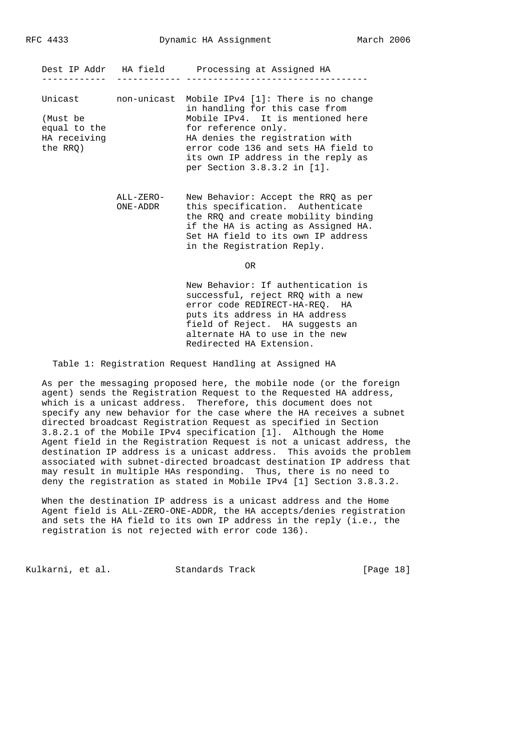| Dest IP Addr | HA field | Processing at Assigned HA |
|---|---|---|
| Unicast (Must be equal to the HA receiving the RRQ) | non-unicast | Mobile IPv4 [1]: There is no change in handling for this case from Mobile IPv4. It is mentioned here for reference only. HA denies the registration with error code 136 and sets HA field to its own IP address in the reply as per Section 3.8.3.2 in [1]. |
| | ALL-ZERO-ONE-ADDR | New Behavior: Accept the RRQ as per this specification. Authenticate the RRQ and create mobility binding if the HA is acting as Assigned HA. Set HA field to its own IP address in the Registration Reply. OR New Behavior: If authentication is successful, reject RRQ with a new error code REDIRECT-HA-REQ. HA puts its address in HA address field of Reject. HA suggests an alternate HA to use in the new Redirected HA Extension. |

Table 1: Registration Request Handling at Assigned HA

As per the messaging proposed here, the mobile node (or the foreign agent) sends the Registration Request to the Requested HA address, which is a unicast address. Therefore, this document does not specify any new behavior for the case where the HA receives a subnet directed broadcast Registration Request as specified in Section 3.8.2.1 of the Mobile IPv4 specification [1]. Although the Home Agent field in the Registration Request is not a unicast address, the destination IP address is a unicast address. This avoids the problem associated with subnet-directed broadcast destination IP address that may result in multiple HAs responding. Thus, there is no need to deny the registration as stated in Mobile IPv4 [1] Section 3.8.3.2.

When the destination IP address is a unicast address and the Home Agent field is ALL-ZERO-ONE-ADDR, the HA accepts/denies registration and sets the HA field to its own IP address in the reply (i.e., the registration is not rejected with error code 136).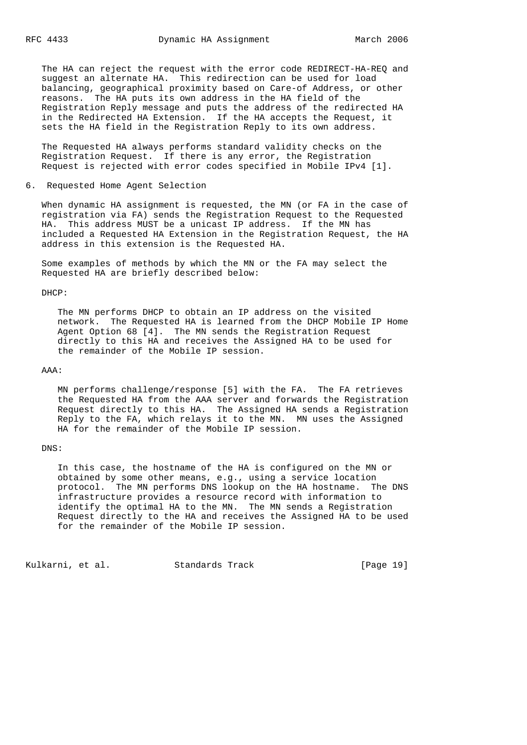The HA can reject the request with the error code REDIRECT-HA-REQ and suggest an alternate HA. This redirection can be used for load balancing, geographical proximity based on Care-of Address, or other reasons. The HA puts its own address in the HA field of the Registration Reply message and puts the address of the redirected HA in the Redirected HA Extension. If the HA accepts the Request, it sets the HA field in the Registration Reply to its own address.

The Requested HA always performs standard validity checks on the Registration Request. If there is any error, the Registration Request is rejected with error codes specified in Mobile IPv4 [1].

## 6. Requested Home Agent Selection

When dynamic HA assignment is requested, the MN (or FA in the case of registration via FA) sends the Registration Request to the Requested HA. This address MUST be a unicast IP address. If the MN has included a Requested HA Extension in the Registration Request, the HA address in this extension is the Requested HA.

Some examples of methods by which the MN or the FA may select the Requested HA are briefly described below:

DHCP:

The MN performs DHCP to obtain an IP address on the visited network. The Requested HA is learned from the DHCP Mobile IP Home Agent Option 68 [4]. The MN sends the Registration Request directly to this HA and receives the Assigned HA to be used for the remainder of the Mobile IP session.

AAA:

MN performs challenge/response [5] with the FA. The FA retrieves the Requested HA from the AAA server and forwards the Registration Request directly to this HA. The Assigned HA sends a Registration Reply to the FA, which relays it to the MN. MN uses the Assigned HA for the remainder of the Mobile IP session.

DNS:

In this case, the hostname of the HA is configured on the MN or obtained by some other means, e.g., using a service location protocol. The MN performs DNS lookup on the HA hostname. The DNS infrastructure provides a resource record with information to identify the optimal HA to the MN. The MN sends a Registration Request directly to the HA and receives the Assigned HA to be used for the remainder of the Mobile IP session.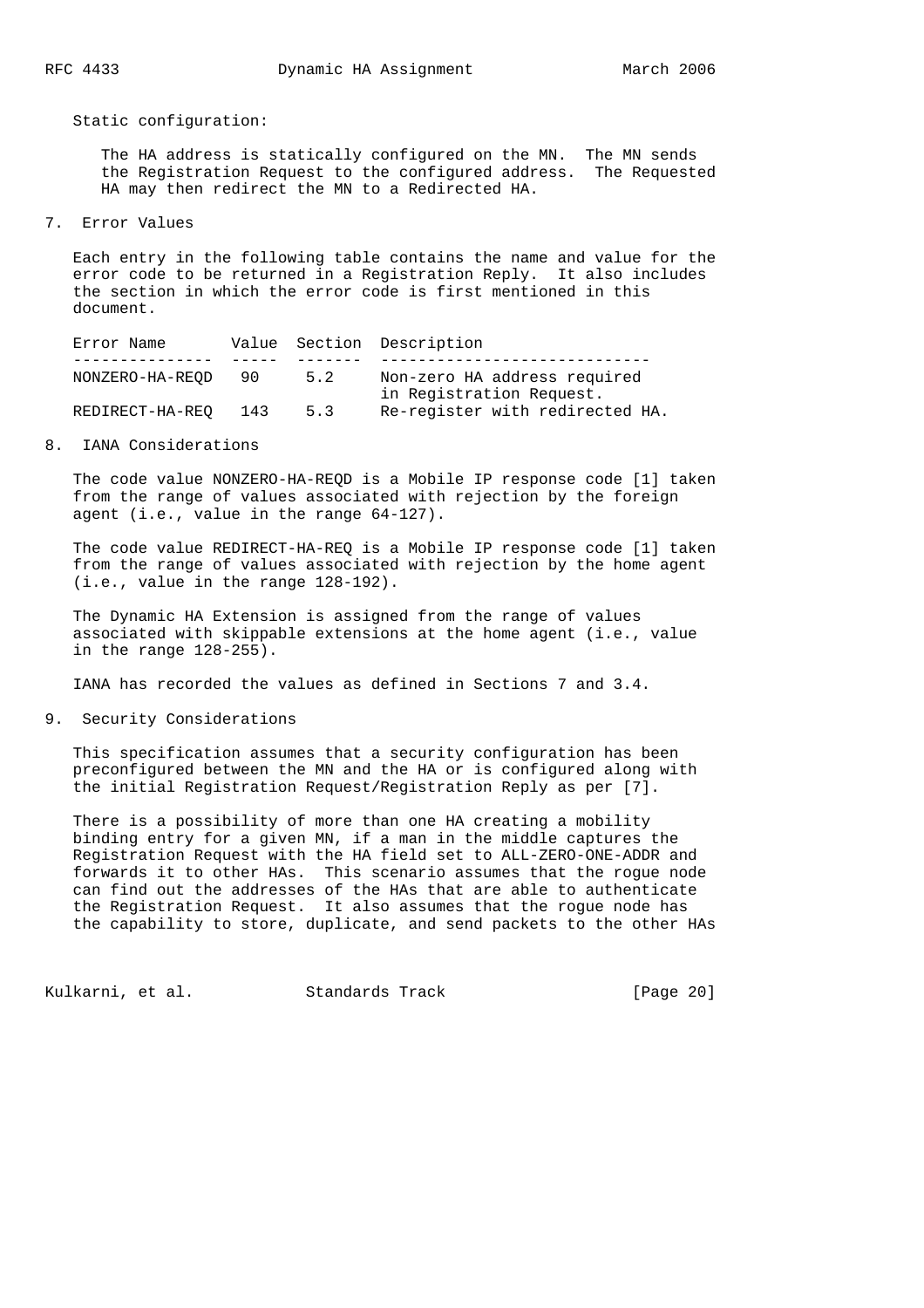Static configuration:

The HA address is statically configured on the MN. The MN sends the Registration Request to the configured address. The Requested HA may then redirect the MN to a Redirected HA.

## 7. Error Values

Each entry in the following table contains the name and value for the error code to be returned in a Registration Reply. It also includes the section in which the error code is first mentioned in this document.

| Error Name | Value | Section | Description |
|---|---|---|---|
| NONZERO-HA-REQD | 90 | 5.2 | Non-zero HA address required in Registration Request. |
| REDIRECT-HA-REQ | 143 | 5.3 | Re-register with redirected HA. |

## 8. IANA Considerations

The code value NONZERO-HA-REQD is a Mobile IP response code [1] taken from the range of values associated with rejection by the foreign agent (i.e., value in the range 64-127).

The code value REDIRECT-HA-REQ is a Mobile IP response code [1] taken from the range of values associated with rejection by the home agent (i.e., value in the range 128-192).

The Dynamic HA Extension is assigned from the range of values associated with skippable extensions at the home agent (i.e., value in the range 128-255).

IANA has recorded the values as defined in Sections 7 and 3.4.

## 9. Security Considerations

This specification assumes that a security configuration has been preconfigured between the MN and the HA or is configured along with the initial Registration Request/Registration Reply as per [7].

There is a possibility of more than one HA creating a mobility binding entry for a given MN, if a man in the middle captures the Registration Request with the HA field set to ALL-ZERO-ONE-ADDR and forwards it to other HAs. This scenario assumes that the rogue node can find out the addresses of the HAs that are able to authenticate the Registration Request. It also assumes that the rogue node has the capability to store, duplicate, and send packets to the other HAs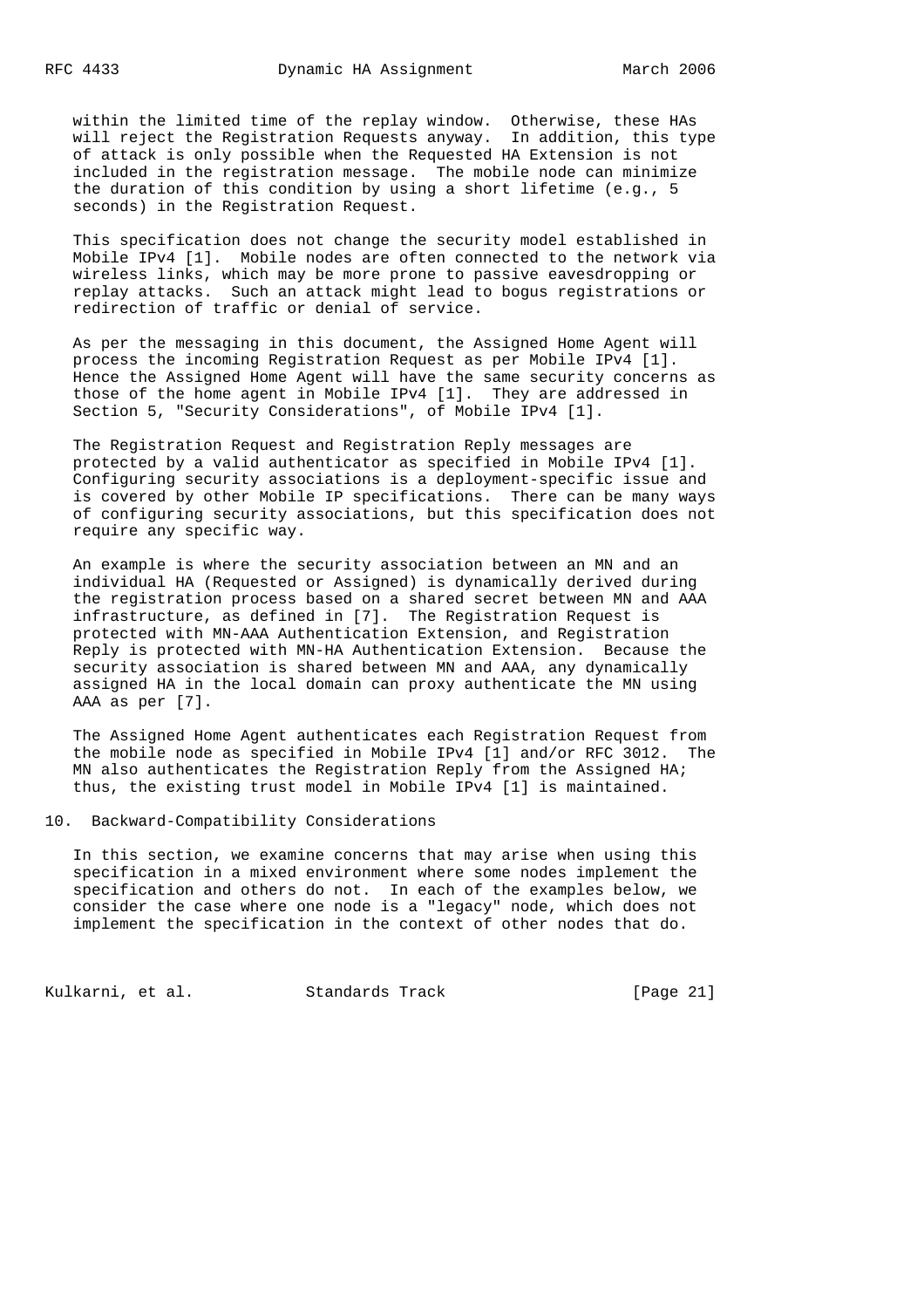within the limited time of the replay window. Otherwise, these HAs will reject the Registration Requests anyway. In addition, this type of attack is only possible when the Requested HA Extension is not included in the registration message. The mobile node can minimize the duration of this condition by using a short lifetime (e.g., 5 seconds) in the Registration Request.

This specification does not change the security model established in Mobile IPv4 [1]. Mobile nodes are often connected to the network via wireless links, which may be more prone to passive eavesdropping or replay attacks. Such an attack might lead to bogus registrations or redirection of traffic or denial of service.

As per the messaging in this document, the Assigned Home Agent will process the incoming Registration Request as per Mobile IPv4 [1]. Hence the Assigned Home Agent will have the same security concerns as those of the home agent in Mobile IPv4 [1]. They are addressed in Section 5, "Security Considerations", of Mobile IPv4 [1].

The Registration Request and Registration Reply messages are protected by a valid authenticator as specified in Mobile IPv4 [1]. Configuring security associations is a deployment-specific issue and is covered by other Mobile IP specifications. There can be many ways of configuring security associations, but this specification does not require any specific way.

An example is where the security association between an MN and an individual HA (Requested or Assigned) is dynamically derived during the registration process based on a shared secret between MN and AAA infrastructure, as defined in [7]. The Registration Request is protected with MN-AAA Authentication Extension, and Registration Reply is protected with MN-HA Authentication Extension. Because the security association is shared between MN and AAA, any dynamically assigned HA in the local domain can proxy authenticate the MN using AAA as per [7].

The Assigned Home Agent authenticates each Registration Request from the mobile node as specified in Mobile IPv4 [1] and/or RFC 3012. The MN also authenticates the Registration Reply from the Assigned HA; thus, the existing trust model in Mobile IPv4 [1] is maintained.

## 10. Backward-Compatibility Considerations

In this section, we examine concerns that may arise when using this specification in a mixed environment where some nodes implement the specification and others do not. In each of the examples below, we consider the case where one node is a "legacy" node, which does not implement the specification in the context of other nodes that do.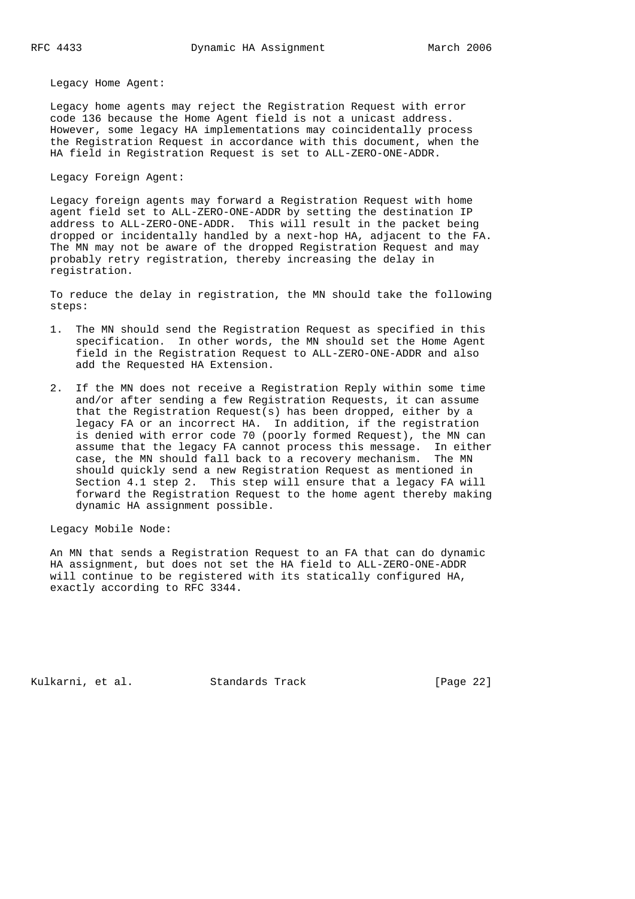Legacy Home Agent:

Legacy home agents may reject the Registration Request with error code 136 because the Home Agent field is not a unicast address. However, some legacy HA implementations may coincidentally process the Registration Request in accordance with this document, when the HA field in Registration Request is set to ALL-ZERO-ONE-ADDR.

Legacy Foreign Agent:

Legacy foreign agents may forward a Registration Request with home agent field set to ALL-ZERO-ONE-ADDR by setting the destination IP address to ALL-ZERO-ONE-ADDR. This will result in the packet being dropped or incidentally handled by a next-hop HA, adjacent to the FA. The MN may not be aware of the dropped Registration Request and may probably retry registration, thereby increasing the delay in registration.

To reduce the delay in registration, the MN should take the following steps:

1. The MN should send the Registration Request as specified in this specification. In other words, the MN should set the Home Agent field in the Registration Request to ALL-ZERO-ONE-ADDR and also add the Requested HA Extension.

2. If the MN does not receive a Registration Reply within some time and/or after sending a few Registration Requests, it can assume that the Registration Request(s) has been dropped, either by a legacy FA or an incorrect HA. In addition, if the registration is denied with error code 70 (poorly formed Request), the MN can assume that the legacy FA cannot process this message. In either case, the MN should fall back to a recovery mechanism. The MN should quickly send a new Registration Request as mentioned in Section 4.1 step 2. This step will ensure that a legacy FA will forward the Registration Request to the home agent thereby making dynamic HA assignment possible.

Legacy Mobile Node:

An MN that sends a Registration Request to an FA that can do dynamic HA assignment, but does not set the HA field to ALL-ZERO-ONE-ADDR will continue to be registered with its statically configured HA, exactly according to RFC 3344.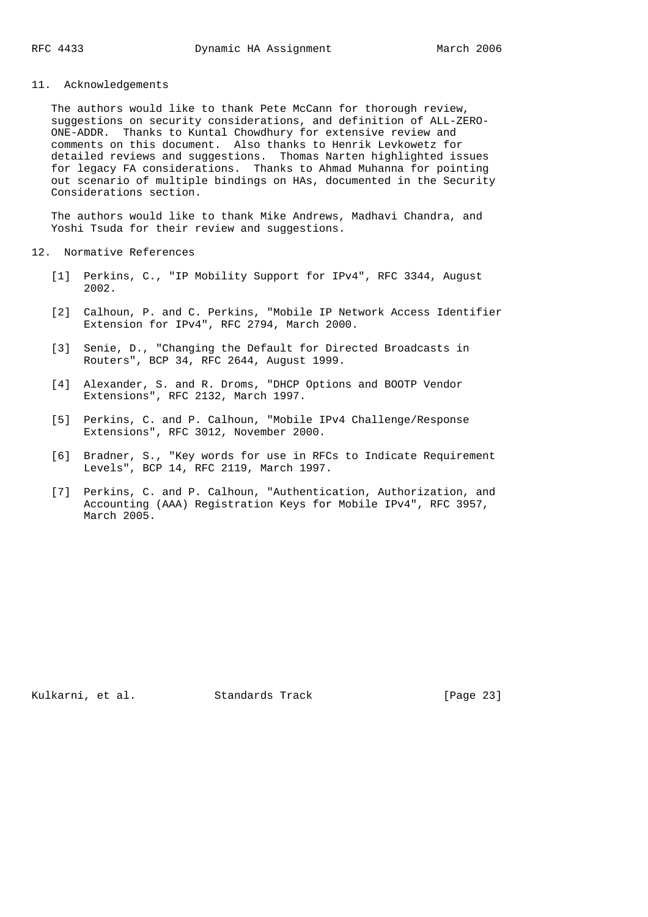## 11. Acknowledgements

The authors would like to thank Pete McCann for thorough review, suggestions on security considerations, and definition of ALL-ZERO-ONE-ADDR. Thanks to Kuntal Chowdhury for extensive review and comments on this document. Also thanks to Henrik Levkowetz for detailed reviews and suggestions. Thomas Narten highlighted issues for legacy FA considerations. Thanks to Ahmad Muhanna for pointing out scenario of multiple bindings on HAs, documented in the Security Considerations section.

The authors would like to thank Mike Andrews, Madhavi Chandra, and Yoshi Tsuda for their review and suggestions.

## 12. Normative References

[1] Perkins, C., "IP Mobility Support for IPv4", RFC 3344, August 2002.

[2] Calhoun, P. and C. Perkins, "Mobile IP Network Access Identifier Extension for IPv4", RFC 2794, March 2000.

[3] Senie, D., "Changing the Default for Directed Broadcasts in Routers", BCP 34, RFC 2644, August 1999.

[4] Alexander, S. and R. Droms, "DHCP Options and BOOTP Vendor Extensions", RFC 2132, March 1997.

[5] Perkins, C. and P. Calhoun, "Mobile IPv4 Challenge/Response Extensions", RFC 3012, November 2000.

[6] Bradner, S., "Key words for use in RFCs to Indicate Requirement Levels", BCP 14, RFC 2119, March 1997.

[7] Perkins, C. and P. Calhoun, "Authentication, Authorization, and Accounting (AAA) Registration Keys for Mobile IPv4", RFC 3957, March 2005.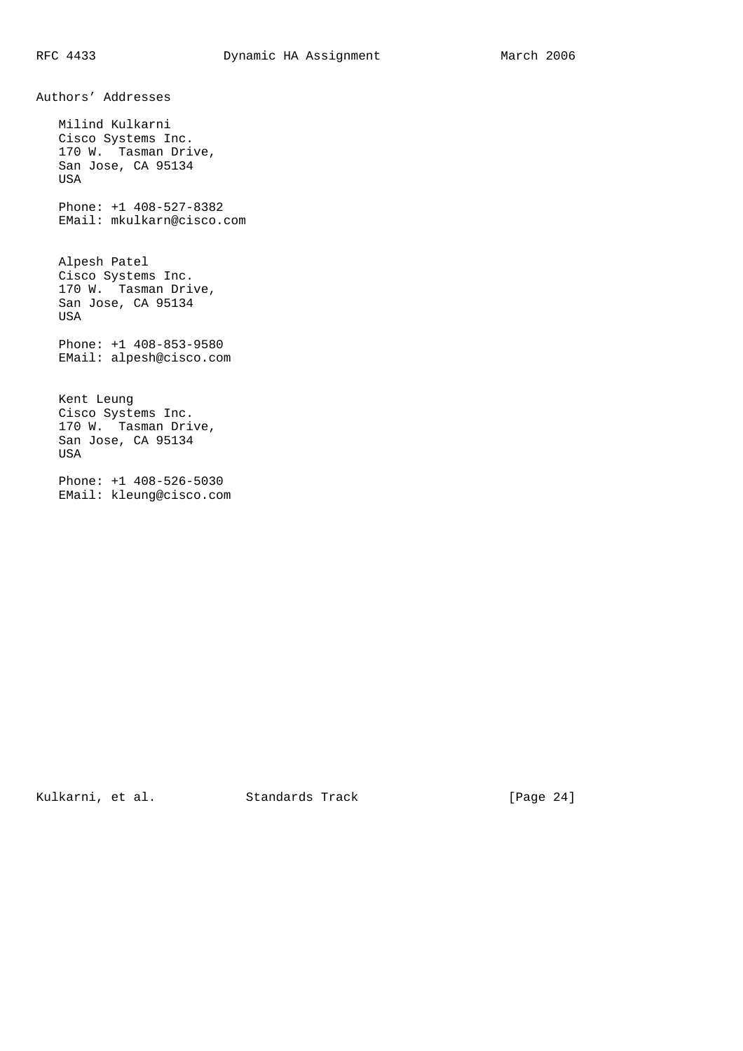## Authors' Addresses

Milind Kulkarni
Cisco Systems Inc.
170 W.  Tasman Drive,
San Jose, CA 95134
USA

Phone: +1 408-527-8382
EMail: mkulkarn@cisco.com

Alpesh Patel
Cisco Systems Inc.
170 W.  Tasman Drive,
San Jose, CA 95134
USA

Phone: +1 408-853-9580
EMail: alpesh@cisco.com

Kent Leung
Cisco Systems Inc.
170 W.  Tasman Drive,
San Jose, CA 95134
USA

Phone: +1 408-526-5030
EMail: kleung@cisco.com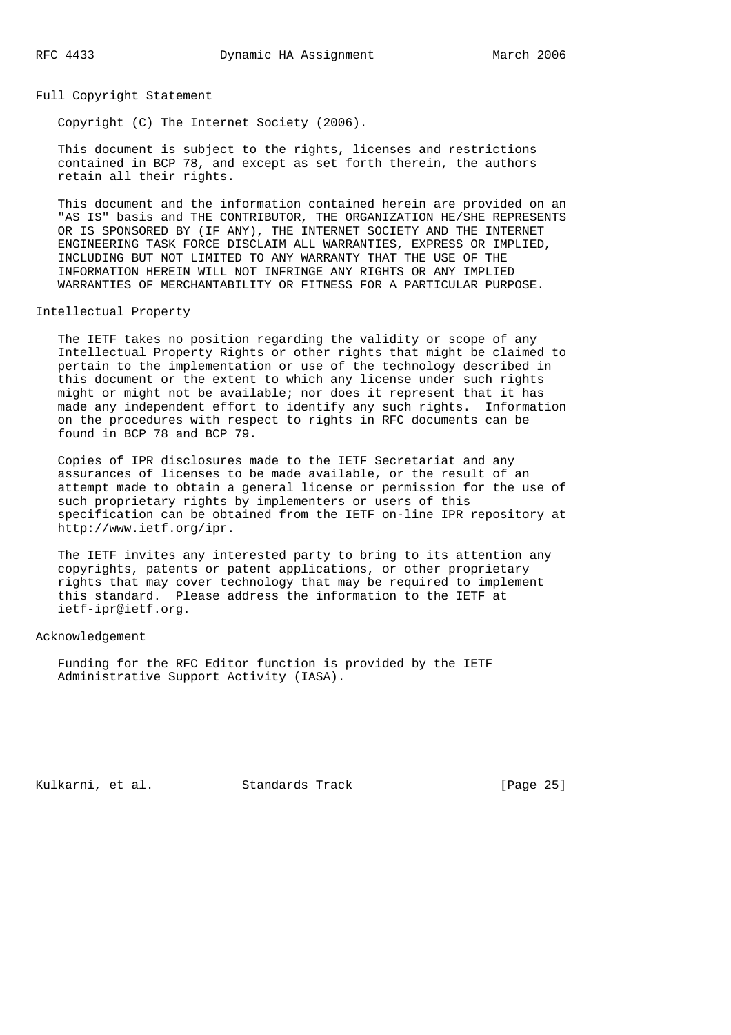## Full Copyright Statement

Copyright (C) The Internet Society (2006).

This document is subject to the rights, licenses and restrictions contained in BCP 78, and except as set forth therein, the authors retain all their rights.

This document and the information contained herein are provided on an "AS IS" basis and THE CONTRIBUTOR, THE ORGANIZATION HE/SHE REPRESENTS OR IS SPONSORED BY (IF ANY), THE INTERNET SOCIETY AND THE INTERNET ENGINEERING TASK FORCE DISCLAIM ALL WARRANTIES, EXPRESS OR IMPLIED, INCLUDING BUT NOT LIMITED TO ANY WARRANTY THAT THE USE OF THE INFORMATION HEREIN WILL NOT INFRINGE ANY RIGHTS OR ANY IMPLIED WARRANTIES OF MERCHANTABILITY OR FITNESS FOR A PARTICULAR PURPOSE.

## Intellectual Property

The IETF takes no position regarding the validity or scope of any Intellectual Property Rights or other rights that might be claimed to pertain to the implementation or use of the technology described in this document or the extent to which any license under such rights might or might not be available; nor does it represent that it has made any independent effort to identify any such rights. Information on the procedures with respect to rights in RFC documents can be found in BCP 78 and BCP 79.

Copies of IPR disclosures made to the IETF Secretariat and any assurances of licenses to be made available, or the result of an attempt made to obtain a general license or permission for the use of such proprietary rights by implementers or users of this specification can be obtained from the IETF on-line IPR repository at http://www.ietf.org/ipr.

The IETF invites any interested party to bring to its attention any copyrights, patents or patent applications, or other proprietary rights that may cover technology that may be required to implement this standard. Please address the information to the IETF at ietf-ipr@ietf.org.

## Acknowledgement

Funding for the RFC Editor function is provided by the IETF Administrative Support Activity (IASA).